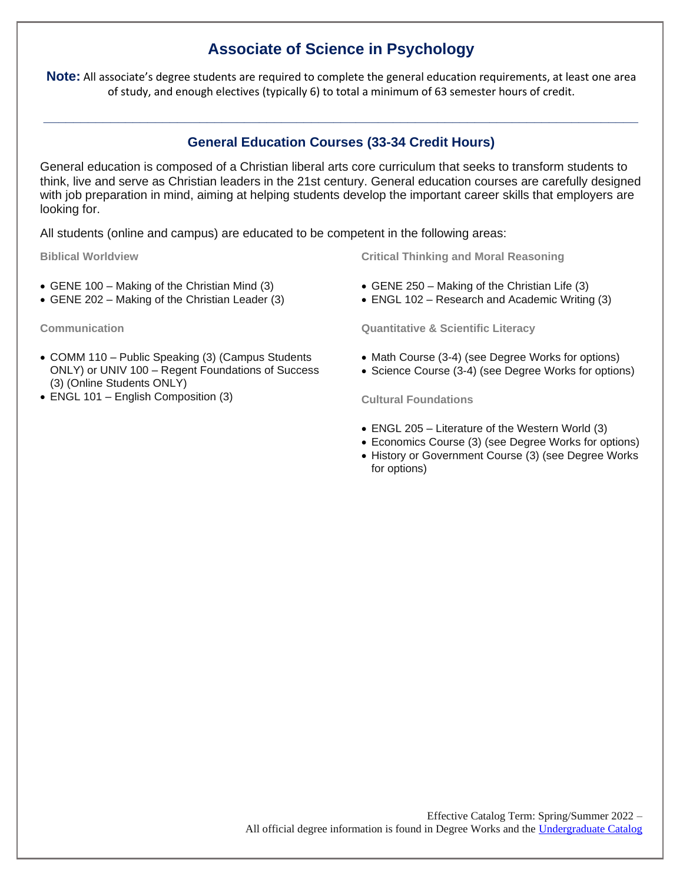# Associate of Science in Psychology

**Note:** All associate's degree students are required to complete the general education requirements, at least one area of study, and enough electives (typically 6) to total a minimum of 63 semester hours of credit.

---

## General Education Courses (33-34 Credit Hours)

General education is composed of a Christian liberal arts core curriculum that seeks to transform students to think, live and serve as Christian leaders in the 21st century. General education courses are carefully designed with job preparation in mind, aiming at helping students develop the important career skills that employers are looking for.

All students (online and campus) are educated to be competent in the following areas:

#### Biblical Worldview

- GENE 100 – Making of the Christian Mind (3)
- GENE 202 – Making of the Christian Leader (3)

#### Communication

- COMM 110 – Public Speaking (3) (Campus Students ONLY) or UNIV 100 – Regent Foundations of Success (3) (Online Students ONLY)
- ENGL 101 – English Composition (3)

#### Critical Thinking and Moral Reasoning

- GENE 250 – Making of the Christian Life (3)
- ENGL 102 – Research and Academic Writing (3)

#### Quantitative & Scientific Literacy

- Math Course (3-4) (see Degree Works for options)
- Science Course (3-4) (see Degree Works for options)

#### Cultural Foundations

- ENGL 205 – Literature of the Western World (3)
- Economics Course (3) (see Degree Works for options)
- History or Government Course (3) (see Degree Works for options)

Effective Catalog Term: Spring/Summer 2022 –
All official degree information is found in Degree Works and the Undergraduate Catalog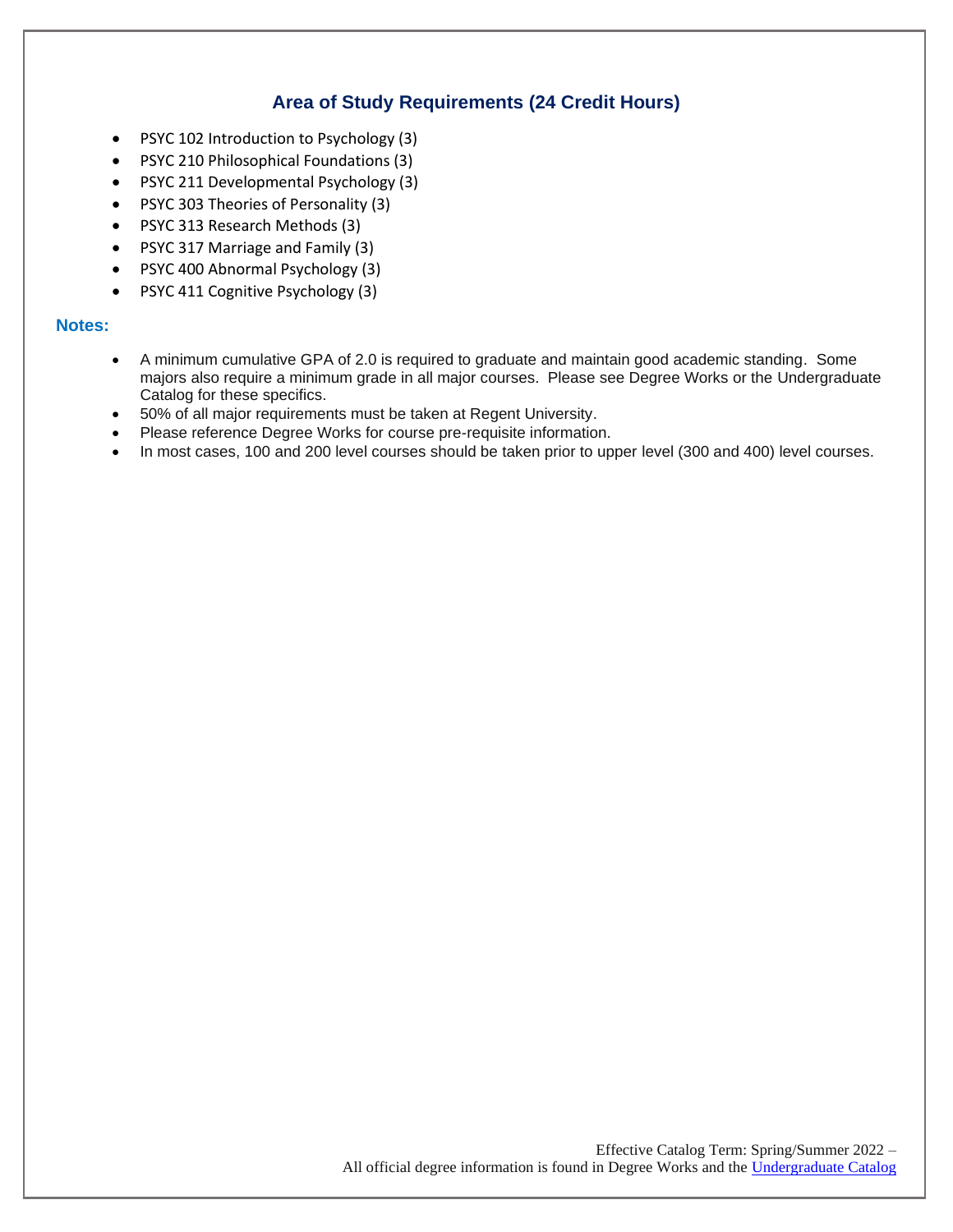## Area of Study Requirements (24 Credit Hours)

- PSYC 102 Introduction to Psychology (3)
- PSYC 210 Philosophical Foundations (3)
- PSYC 211 Developmental Psychology (3)
- PSYC 303 Theories of Personality (3)
- PSYC 313 Research Methods (3)
- PSYC 317 Marriage and Family (3)
- PSYC 400 Abnormal Psychology (3)
- PSYC 411 Cognitive Psychology (3)

### Notes:

- A minimum cumulative GPA of 2.0 is required to graduate and maintain good academic standing. Some majors also require a minimum grade in all major courses. Please see Degree Works or the Undergraduate Catalog for these specifics.
- 50% of all major requirements must be taken at Regent University.
- Please reference Degree Works for course pre-requisite information.
- In most cases, 100 and 200 level courses should be taken prior to upper level (300 and 400) level courses.

Effective Catalog Term: Spring/Summer 2022 –
All official degree information is found in Degree Works and the Undergraduate Catalog